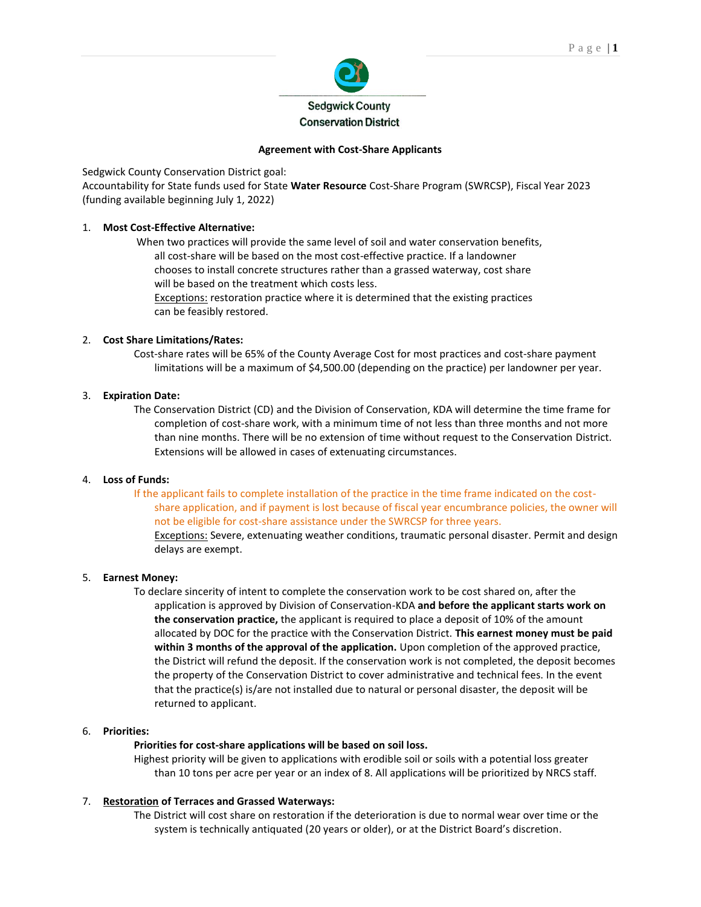Sedgwick County
Conservation District

## Agreement with Cost-Share Applicants

Sedgwick County Conservation District goal:
Accountability for State funds used for State **Water Resource** Cost-Share Program (SWRCSP), Fiscal Year 2023 (funding available beginning July 1, 2022)

1. **Most Cost-Effective Alternative:**

   When two practices will provide the same level of soil and water conservation benefits, all cost-share will be based on the most cost-effective practice. If a landowner chooses to install concrete structures rather than a grassed waterway, cost share will be based on the treatment which costs less.
   Exceptions: restoration practice where it is determined that the existing practices can be feasibly restored.

2. **Cost Share Limitations/Rates:**

   Cost-share rates will be 65% of the County Average Cost for most practices and cost-share payment limitations will be a maximum of $4,500.00 (depending on the practice) per landowner per year.

3. **Expiration Date:**

   The Conservation District (CD) and the Division of Conservation, KDA will determine the time frame for completion of cost-share work, with a minimum time of not less than three months and not more than nine months. There will be no extension of time without request to the Conservation District. Extensions will be allowed in cases of extenuating circumstances.

4. **Loss of Funds:**

   If the applicant fails to complete installation of the practice in the time frame indicated on the cost-share application, and if payment is lost because of fiscal year encumbrance policies, the owner will not be eligible for cost-share assistance under the SWRCSP for three years.
   Exceptions: Severe, extenuating weather conditions, traumatic personal disaster. Permit and design delays are exempt.

5. **Earnest Money:**

   To declare sincerity of intent to complete the conservation work to be cost shared on, after the application is approved by Division of Conservation-KDA **and before the applicant starts work on the conservation practice,** the applicant is required to place a deposit of 10% of the amount allocated by DOC for the practice with the Conservation District. **This earnest money must be paid within 3 months of the approval of the application.** Upon completion of the approved practice, the District will refund the deposit. If the conservation work is not completed, the deposit becomes the property of the Conservation District to cover administrative and technical fees. In the event that the practice(s) is/are not installed due to natural or personal disaster, the deposit will be returned to applicant.

6. **Priorities:**

   **Priorities for cost-share applications will be based on soil loss.**
   Highest priority will be given to applications with erodible soil or soils with a potential loss greater than 10 tons per acre per year or an index of 8. All applications will be prioritized by NRCS staff.

7. **Restoration of Terraces and Grassed Waterways:**

   The District will cost share on restoration if the deterioration is due to normal wear over time or the system is technically antiquated (20 years or older), or at the District Board's discretion.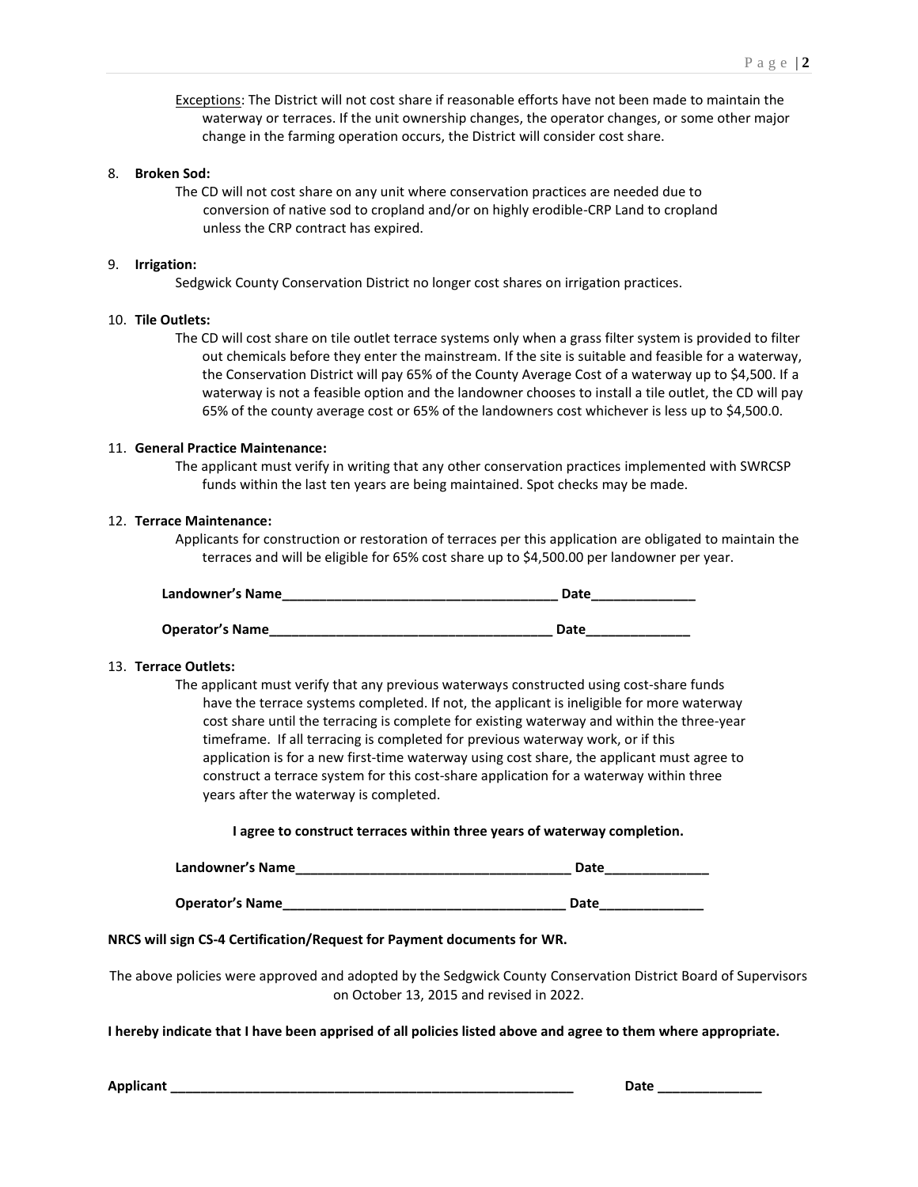Exceptions: The District will not cost share if reasonable efforts have not been made to maintain the waterway or terraces. If the unit ownership changes, the operator changes, or some other major change in the farming operation occurs, the District will consider cost share.

8. **Broken Sod:**

   The CD will not cost share on any unit where conservation practices are needed due to conversion of native sod to cropland and/or on highly erodible-CRP Land to cropland unless the CRP contract has expired.

9. **Irrigation:**

   Sedgwick County Conservation District no longer cost shares on irrigation practices.

10. **Tile Outlets:**

    The CD will cost share on tile outlet terrace systems only when a grass filter system is provided to filter out chemicals before they enter the mainstream. If the site is suitable and feasible for a waterway, the Conservation District will pay 65% of the County Average Cost of a waterway up to $4,500. If a waterway is not a feasible option and the landowner chooses to install a tile outlet, the CD will pay 65% of the county average cost or 65% of the landowners cost whichever is less up to $4,500.0.

11. **General Practice Maintenance:**

    The applicant must verify in writing that any other conservation practices implemented with SWRCSP funds within the last ten years are being maintained. Spot checks may be made.

12. **Terrace Maintenance:**

    Applicants for construction or restoration of terraces per this application are obligated to maintain the terraces and will be eligible for 65% cost share up to $4,500.00 per landowner per year.

    **Landowner's Name_____________________________________ Date______________**

    **Operator's Name______________________________________ Date______________**

13. **Terrace Outlets:**

    The applicant must verify that any previous waterways constructed using cost-share funds have the terrace systems completed. If not, the applicant is ineligible for more waterway cost share until the terracing is complete for existing waterway and within the three-year timeframe. If all terracing is completed for previous waterway work, or if this application is for a new first-time waterway using cost share, the applicant must agree to construct a terrace system for this cost-share application for a waterway within three years after the waterway is completed.

    **I agree to construct terraces within three years of waterway completion.**

    **Landowner's Name_____________________________________ Date______________**

    **Operator's Name______________________________________ Date______________**

**NRCS will sign CS-4 Certification/Request for Payment documents for WR.**

The above policies were approved and adopted by the Sedgwick County Conservation District Board of Supervisors on October 13, 2015 and revised in 2022.

**I hereby indicate that I have been apprised of all policies listed above and agree to them where appropriate.**

**Applicant _______________________________________________________ Date ______________**